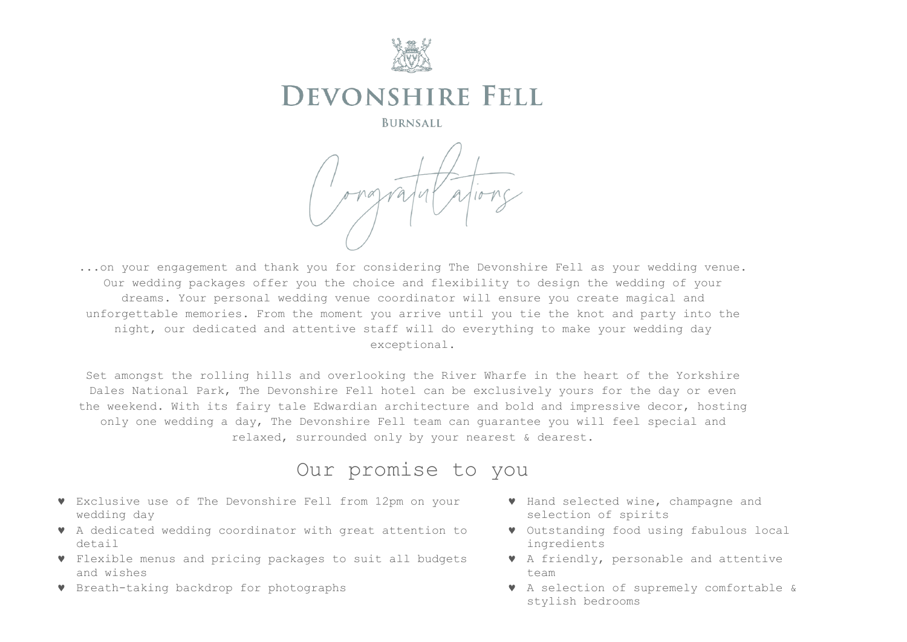# DEVONSHIRE FELL

BURNSALL

## Congratulations

...on your engagement and thank you for considering The Devonshire Fell as your wedding venue. Our wedding packages offer you the choice and flexibility to design the wedding of your dreams. Your personal wedding venue coordinator will ensure you create magical and unforgettable memories. From the moment you arrive until you tie the knot and party into the night, our dedicated and attentive staff will do everything to make your wedding day exceptional.

Set amongst the rolling hills and overlooking the River Wharfe in the heart of the Yorkshire Dales National Park, The Devonshire Fell hotel can be exclusively yours for the day or even the weekend. With its fairy tale Edwardian architecture and bold and impressive decor, hosting only one wedding a day, The Devonshire Fell team can guarantee you will feel special and relaxed, surrounded only by your nearest & dearest.

## Our promise to you

- ♥ Exclusive use of The Devonshire Fell from 12pm on your wedding day
- ♥ A dedicated wedding coordinator with great attention to detail
- ♥ Flexible menus and pricing packages to suit all budgets and wishes
- ♥ Breath-taking backdrop for photographs
- ♥ Hand selected wine, champagne and selection of spirits
- ♥ Outstanding food using fabulous local ingredients
- ♥ A friendly, personable and attentive team
- ♥ A selection of supremely comfortable & stylish bedrooms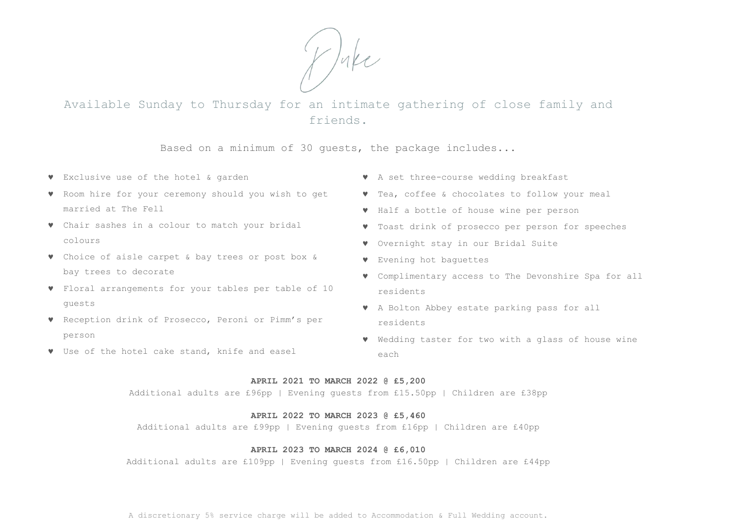# Duke

Available Sunday to Thursday for an intimate gathering of close family and friends.

Based on a minimum of 30 guests, the package includes...

- ♥ Exclusive use of the hotel & garden
- ♥ Room hire for your ceremony should you wish to get married at The Fell
- ♥ Chair sashes in a colour to match your bridal colours
- ♥ Choice of aisle carpet & bay trees or post box & bay trees to decorate
- ♥ Floral arrangements for your tables per table of 10 guests
- ♥ Reception drink of Prosecco, Peroni or Pimm's per person
- ♥ Use of the hotel cake stand, knife and easel
- ♥ A set three-course wedding breakfast
- ♥ Tea, coffee & chocolates to follow your meal
- ♥ Half a bottle of house wine per person
- ♥ Toast drink of prosecco per person for speeches
- ♥ Overnight stay in our Bridal Suite
- ♥ Evening hot baguettes
- ♥ Complimentary access to The Devonshire Spa for all residents
- ♥ A Bolton Abbey estate parking pass for all residents
- ♥ Wedding taster for two with a glass of house wine each

**APRIL 2021 TO MARCH 2022 @ £5,200**
Additional adults are £96pp | Evening guests from £15.50pp | Children are £38pp

**APRIL 2022 TO MARCH 2023 @ £5,460**
Additional adults are £99pp | Evening guests from £16pp | Children are £40pp

**APRIL 2023 TO MARCH 2024 @ £6,010**
Additional adults are £109pp | Evening guests from £16.50pp | Children are £44pp

A discretionary 5% service charge will be added to Accommodation & Full Wedding account.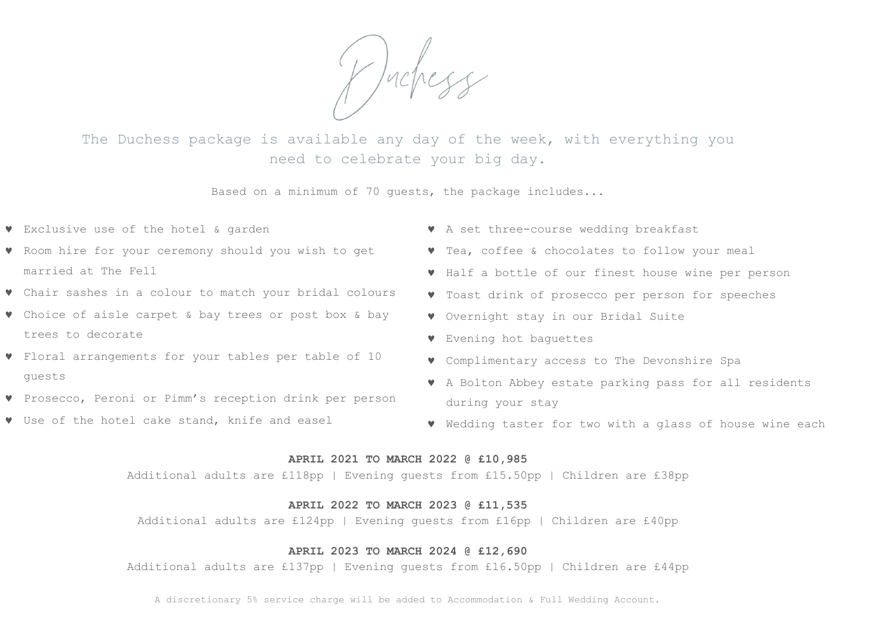# Duchess

The Duchess package is available any day of the week, with everything you need to celebrate your big day.

Based on a minimum of 70 guests, the package includes...

- ♥ Exclusive use of the hotel & garden
- ♥ Room hire for your ceremony should you wish to get married at The Fell
- ♥ Chair sashes in a colour to match your bridal colours
- ♥ Choice of aisle carpet & bay trees or post box & bay trees to decorate
- ♥ Floral arrangements for your tables per table of 10 guests
- ♥ Prosecco, Peroni or Pimm's reception drink per person
- ♥ Use of the hotel cake stand, knife and easel
- ♥ A set three-course wedding breakfast
- ♥ Tea, coffee & chocolates to follow your meal
- ♥ Half a bottle of our finest house wine per person
- ♥ Toast drink of prosecco per person for speeches
- ♥ Overnight stay in our Bridal Suite
- ♥ Evening hot baguettes
- ♥ Complimentary access to The Devonshire Spa
- ♥ A Bolton Abbey estate parking pass for all residents during your stay
- ♥ Wedding taster for two with a glass of house wine each

**APRIL 2021 TO MARCH 2022 @ £10,985**
Additional adults are £118pp | Evening guests from £15.50pp | Children are £38pp

**APRIL 2022 TO MARCH 2023 @ £11,535**
Additional adults are £124pp | Evening guests from £16pp | Children are £40pp

**APRIL 2023 TO MARCH 2024 @ £12,690**
Additional adults are £137pp | Evening guests from £16.50pp | Children are £44pp

A discretionary 5% service charge will be added to Accommodation & Full Wedding Account.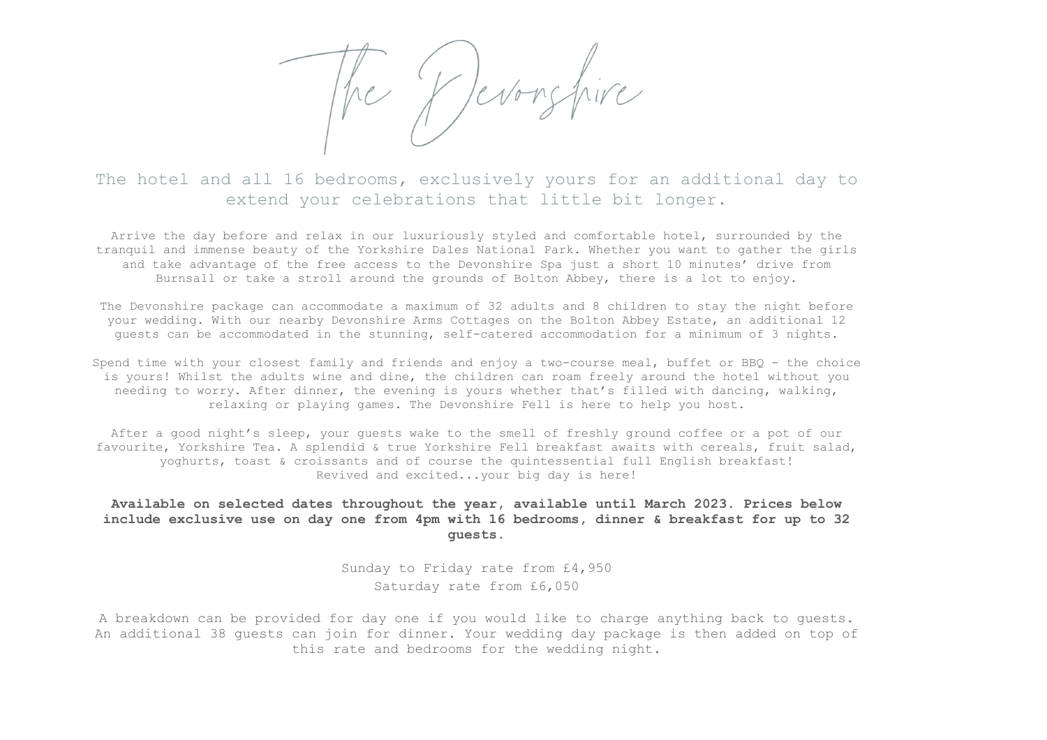# The Devonshire

## The hotel and all 16 bedrooms, exclusively yours for an additional day to extend your celebrations that little bit longer.

Arrive the day before and relax in our luxuriously styled and comfortable hotel, surrounded by the tranquil and immense beauty of the Yorkshire Dales National Park. Whether you want to gather the girls and take advantage of the free access to the Devonshire Spa just a short 10 minutes' drive from Burnsall or take a stroll around the grounds of Bolton Abbey, there is a lot to enjoy.

The Devonshire package can accommodate a maximum of 32 adults and 8 children to stay the night before your wedding. With our nearby Devonshire Arms Cottages on the Bolton Abbey Estate, an additional 12 guests can be accommodated in the stunning, self-catered accommodation for a minimum of 3 nights.

Spend time with your closest family and friends and enjoy a two-course meal, buffet or BBQ - the choice is yours! Whilst the adults wine and dine, the children can roam freely around the hotel without you needing to worry. After dinner, the evening is yours whether that's filled with dancing, walking, relaxing or playing games. The Devonshire Fell is here to help you host.

After a good night's sleep, your guests wake to the smell of freshly ground coffee or a pot of our favourite, Yorkshire Tea. A splendid & true Yorkshire Fell breakfast awaits with cereals, fruit salad, yoghurts, toast & croissants and of course the quintessential full English breakfast!
Revived and excited...your big day is here!

**Available on selected dates throughout the year, available until March 2023. Prices below include exclusive use on day one from 4pm with 16 bedrooms, dinner & breakfast for up to 32 guests.**

Sunday to Friday rate from £4,950
Saturday rate from £6,050

A breakdown can be provided for day one if you would like to charge anything back to guests. An additional 38 guests can join for dinner. Your wedding day package is then added on top of this rate and bedrooms for the wedding night.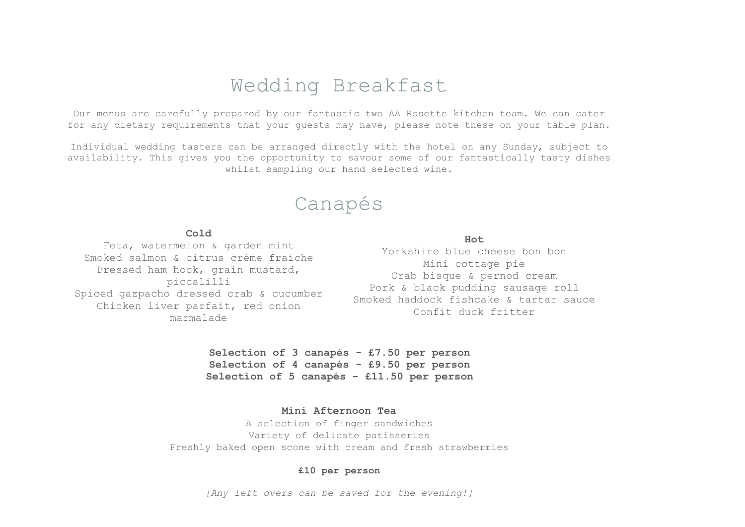# Wedding Breakfast

Our menus are carefully prepared by our fantastic two AA Rosette kitchen team. We can cater for any dietary requirements that your guests may have, please note these on your table plan.

Individual wedding tasters can be arranged directly with the hotel on any Sunday, subject to availability. This gives you the opportunity to savour some of our fantastically tasty dishes whilst sampling our hand selected wine.

## Canapés

**Cold**

Feta, watermelon & garden mint
Smoked salmon & citrus crème fraiche
Pressed ham hock, grain mustard, piccalilli
Spiced gazpacho dressed crab & cucumber
Chicken liver parfait, red onion marmalade

**Hot**

Yorkshire blue cheese bon bon
Mini cottage pie
Crab bisque & pernod cream
Pork & black pudding sausage roll
Smoked haddock fishcake & tartar sauce
Confit duck fritter

**Selection of 3 canapés - £7.50 per person**
**Selection of 4 canapés - £9.50 per person**
**Selection of 5 canapés - £11.50 per person**

**Mini Afternoon Tea**

A selection of finger sandwiches
Variety of delicate patisseries
Freshly baked open scone with cream and fresh strawberries

**£10 per person**

*[Any left overs can be saved for the evening!]*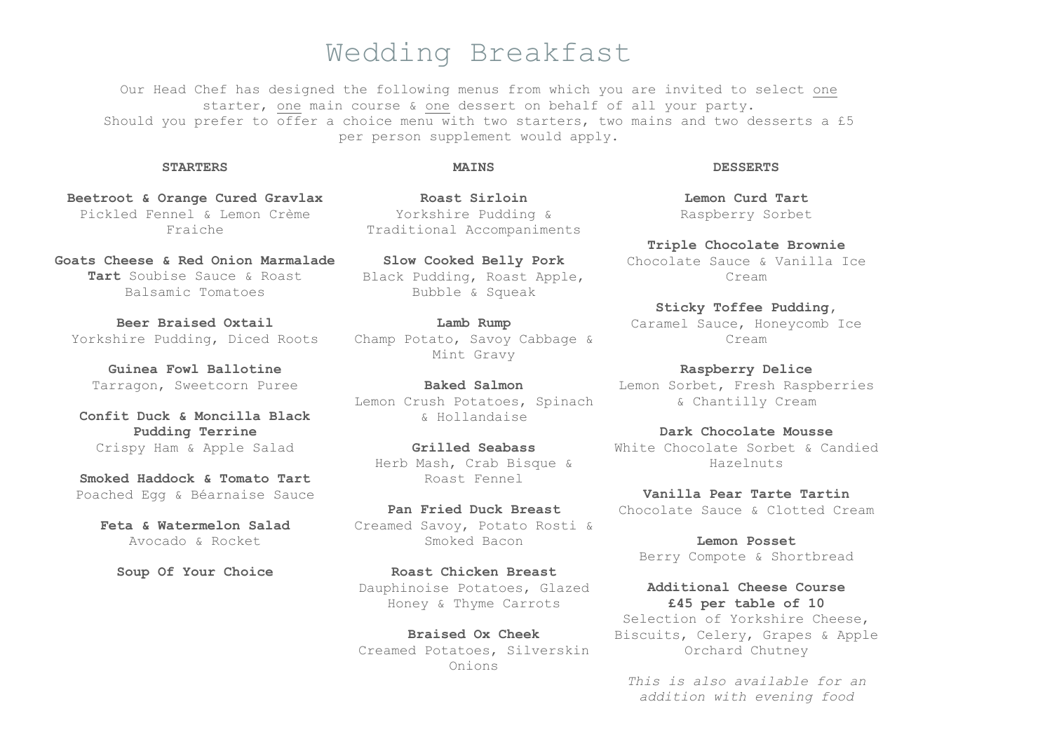# Wedding Breakfast

Our Head Chef has designed the following menus from which you are invited to select one starter, one main course & one dessert on behalf of all your party.
Should you prefer to offer a choice menu with two starters, two mains and two desserts a £5 per person supplement would apply.

## STARTERS

**Beetroot & Orange Cured Gravlax**
Pickled Fennel & Lemon Crème Fraiche

**Goats Cheese & Red Onion Marmalade Tart** Soubise Sauce & Roast Balsamic Tomatoes

**Beer Braised Oxtail**
Yorkshire Pudding, Diced Roots

**Guinea Fowl Ballotine**
Tarragon, Sweetcorn Puree

**Confit Duck & Moncilla Black Pudding Terrine**
Crispy Ham & Apple Salad

**Smoked Haddock & Tomato Tart**
Poached Egg & Béarnaise Sauce

**Feta & Watermelon Salad**
Avocado & Rocket

**Soup Of Your Choice**

## MAINS

**Roast Sirloin**
Yorkshire Pudding & Traditional Accompaniments

**Slow Cooked Belly Pork**
Black Pudding, Roast Apple, Bubble & Squeak

**Lamb Rump**
Champ Potato, Savoy Cabbage & Mint Gravy

**Baked Salmon**
Lemon Crush Potatoes, Spinach & Hollandaise

**Grilled Seabass**
Herb Mash, Crab Bisque & Roast Fennel

**Pan Fried Duck Breast**
Creamed Savoy, Potato Rosti & Smoked Bacon

**Roast Chicken Breast**
Dauphinoise Potatoes, Glazed Honey & Thyme Carrots

**Braised Ox Cheek**
Creamed Potatoes, Silverskin Onions

## DESSERTS

**Lemon Curd Tart**
Raspberry Sorbet

**Triple Chocolate Brownie**
Chocolate Sauce & Vanilla Ice Cream

**Sticky Toffee Pudding**,
Caramel Sauce, Honeycomb Ice Cream

**Raspberry Delice**
Lemon Sorbet, Fresh Raspberries & Chantilly Cream

**Dark Chocolate Mousse**
White Chocolate Sorbet & Candied Hazelnuts

**Vanilla Pear Tarte Tartin**
Chocolate Sauce & Clotted Cream

**Lemon Posset**
Berry Compote & Shortbread

**Additional Cheese Course**
**£45 per table of 10**
Selection of Yorkshire Cheese, Biscuits, Celery, Grapes & Apple Orchard Chutney

*This is also available for an addition with evening food*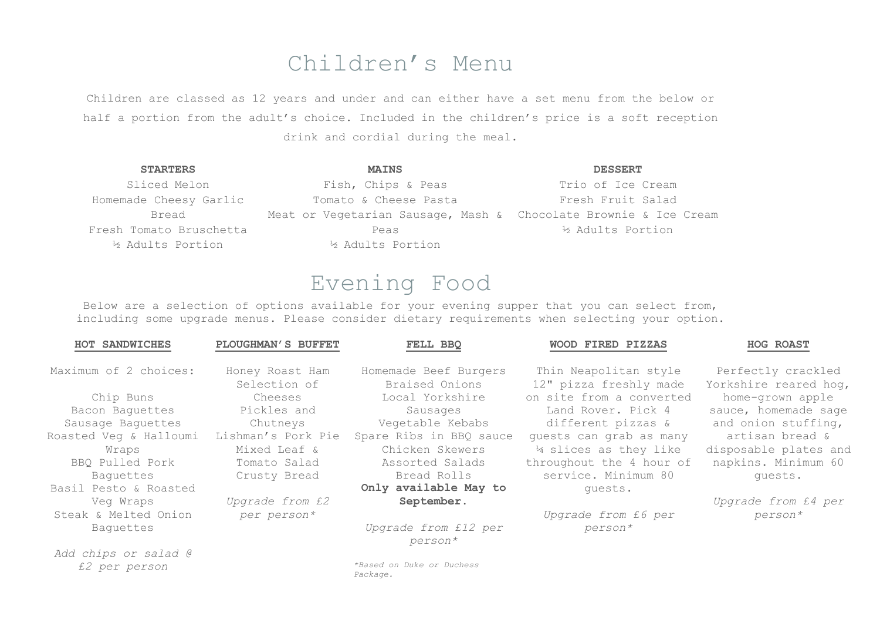# Children's Menu

Children are classed as 12 years and under and can either have a set menu from the below or half a portion from the adult's choice. Included in the children's price is a soft reception drink and cordial during the meal.

**STARTERS**

Sliced Melon
Homemade Cheesy Garlic Bread
Fresh Tomato Bruschetta
½ Adults Portion

**MAINS**

Fish, Chips & Peas
Tomato & Cheese Pasta
Meat or Vegetarian Sausage, Mash & Peas
½ Adults Portion

**DESSERT**

Trio of Ice Cream
Fresh Fruit Salad
Chocolate Brownie & Ice Cream
½ Adults Portion

# Evening Food

Below are a selection of options available for your evening supper that you can select from, including some upgrade menus. Please consider dietary requirements when selecting your option.

**HOT SANDWICHES**

Maximum of 2 choices:

Chip Buns
Bacon Baguettes
Sausage Baguettes
Roasted Veg & Halloumi Wraps
BBQ Pulled Pork Baguettes
Basil Pesto & Roasted Veg Wraps
Steak & Melted Onion Baguettes

*Add chips or salad @ £2 per person*

**PLOUGHMAN'S BUFFET**

Honey Roast Ham
Selection of Cheeses
Pickles and Chutneys
Lishman's Pork Pie
Mixed Leaf & Tomato Salad
Crusty Bread

*Upgrade from £2 per person**

**FELL BBQ**

Homemade Beef Burgers
Braised Onions
Local Yorkshire Sausages
Vegetable Kebabs
Spare Ribs in BBQ sauce
Chicken Skewers
Assorted Salads
Bread Rolls
**Only available May to September.**

*Upgrade from £12 per person**

**WOOD FIRED PIZZAS**

Thin Neapolitan style 12" pizza freshly made on site from a converted Land Rover. Pick 4 different pizzas & guests can grab as many ¼ slices as they like throughout the 4 hour of service. Minimum 80 guests.

*Upgrade from £6 per person**

**HOG ROAST**

Perfectly crackled Yorkshire reared hog, home-grown apple sauce, homemade sage and onion stuffing, artisan bread & disposable plates and napkins. Minimum 60 guests.

*Upgrade from £4 per person**

*\*Based on Duke or Duchess Package.*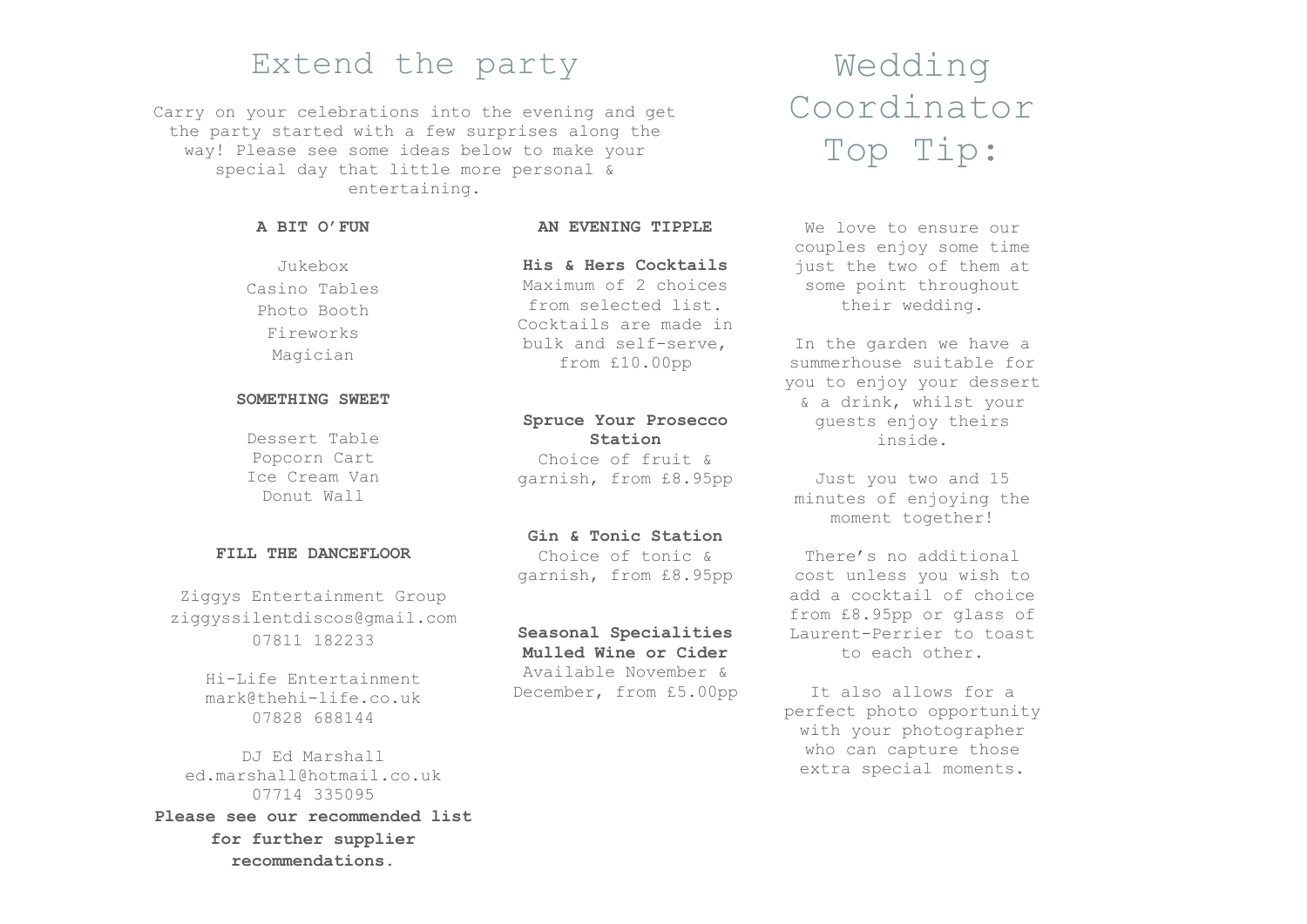# Extend the party

Carry on your celebrations into the evening and get the party started with a few surprises along the way! Please see some ideas below to make your special day that little more personal & entertaining.

**A BIT O'FUN**

Jukebox
Casino Tables
Photo Booth
Fireworks
Magician

**SOMETHING SWEET**

Dessert Table
Popcorn Cart
Ice Cream Van
Donut Wall

**FILL THE DANCEFLOOR**

Ziggys Entertainment Group
ziggyssilentdiscos@gmail.com
07811 182233

Hi-Life Entertainment
mark@thehi-life.co.uk
07828 688144

DJ Ed Marshall
ed.marshall@hotmail.co.uk
07714 335095

**Please see our recommended list for further supplier recommendations.**

**AN EVENING TIPPLE**

**His & Hers Cocktails**
Maximum of 2 choices from selected list. Cocktails are made in bulk and self-serve, from £10.00pp

**Spruce Your Prosecco Station**
Choice of fruit & garnish, from £8.95pp

**Gin & Tonic Station**
Choice of tonic & garnish, from £8.95pp

**Seasonal Specialities**
**Mulled Wine or Cider**
Available November & December, from £5.00pp

# Wedding Coordinator Top Tip:

We love to ensure our couples enjoy some time just the two of them at some point throughout their wedding.

In the garden we have a summerhouse suitable for you to enjoy your dessert & a drink, whilst your guests enjoy theirs inside.

Just you two and 15 minutes of enjoying the moment together!

There's no additional cost unless you wish to add a cocktail of choice from £8.95pp or glass of Laurent-Perrier to toast to each other.

It also allows for a perfect photo opportunity with your photographer who can capture those extra special moments.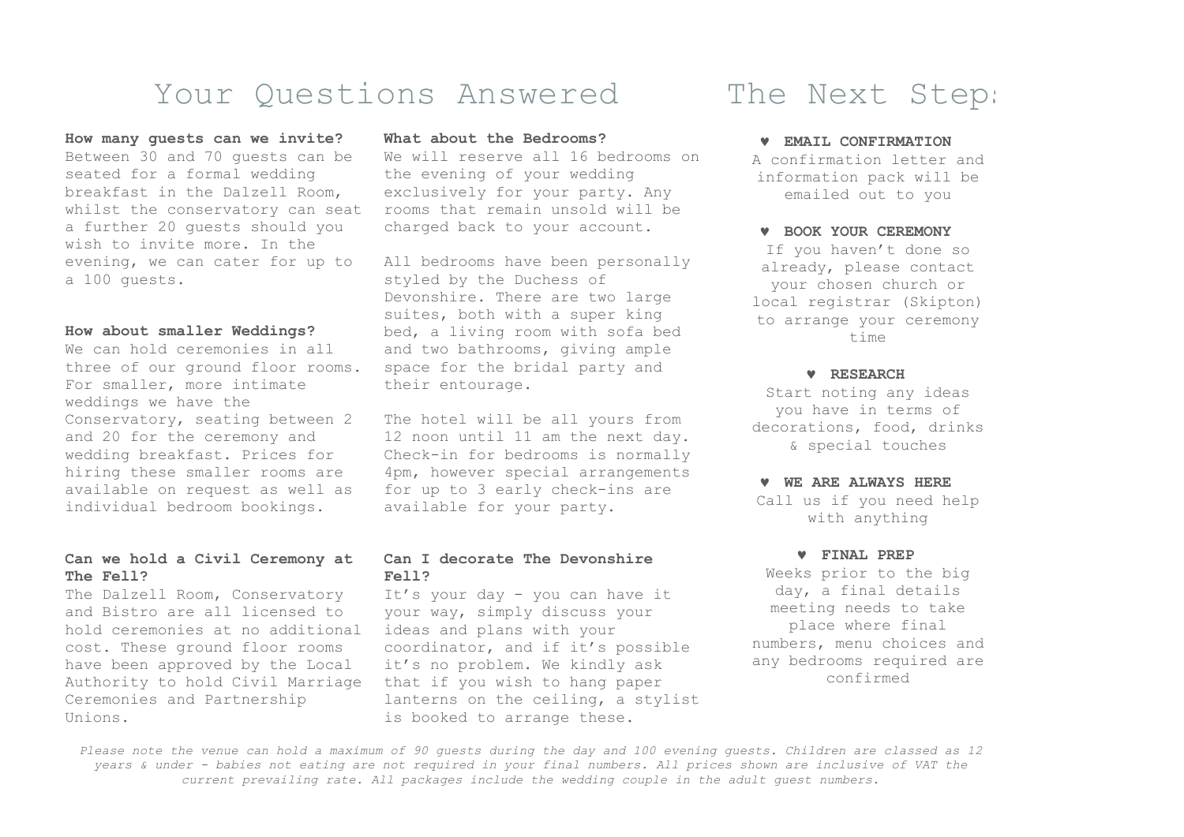# Your Questions Answered

**How many guests can we invite?**
Between 30 and 70 guests can be seated for a formal wedding breakfast in the Dalzell Room, whilst the conservatory can seat a further 20 guests should you wish to invite more. In the evening, we can cater for up to a 100 guests.

**How about smaller Weddings?**
We can hold ceremonies in all three of our ground floor rooms. For smaller, more intimate weddings we have the Conservatory, seating between 2 and 20 for the ceremony and wedding breakfast. Prices for hiring these smaller rooms are available on request as well as individual bedroom bookings.

**Can we hold a Civil Ceremony at The Fell?**
The Dalzell Room, Conservatory and Bistro are all licensed to hold ceremonies at no additional cost. These ground floor rooms have been approved by the Local Authority to hold Civil Marriage Ceremonies and Partnership Unions.

**What about the Bedrooms?**
We will reserve all 16 bedrooms on the evening of your wedding exclusively for your party. Any rooms that remain unsold will be charged back to your account.

All bedrooms have been personally styled by the Duchess of Devonshire. There are two large suites, both with a super king bed, a living room with sofa bed and two bathrooms, giving ample space for the bridal party and their entourage.

The hotel will be all yours from 12 noon until 11 am the next day. Check-in for bedrooms is normally 4pm, however special arrangements for up to 3 early check-ins are available for your party.

**Can I decorate The Devonshire Fell?**
It's your day - you can have it your way, simply discuss your ideas and plans with your coordinator, and if it's possible it's no problem. We kindly ask that if you wish to hang paper lanterns on the ceiling, a stylist is booked to arrange these.

# The Next Steps

♥ **EMAIL CONFIRMATION**
A confirmation letter and information pack will be emailed out to you

♥ **BOOK YOUR CEREMONY**
If you haven't done so already, please contact your chosen church or local registrar (Skipton) to arrange your ceremony time

♥ **RESEARCH**
Start noting any ideas you have in terms of decorations, food, drinks & special touches

♥ **WE ARE ALWAYS HERE**
Call us if you need help with anything

♥ **FINAL PREP**
Weeks prior to the big day, a final details meeting needs to take place where final numbers, menu choices and any bedrooms required are confirmed

*Please note the venue can hold a maximum of 90 guests during the day and 100 evening guests. Children are classed as 12 years & under - babies not eating are not required in your final numbers. All prices shown are inclusive of VAT the current prevailing rate. All packages include the wedding couple in the adult guest numbers.*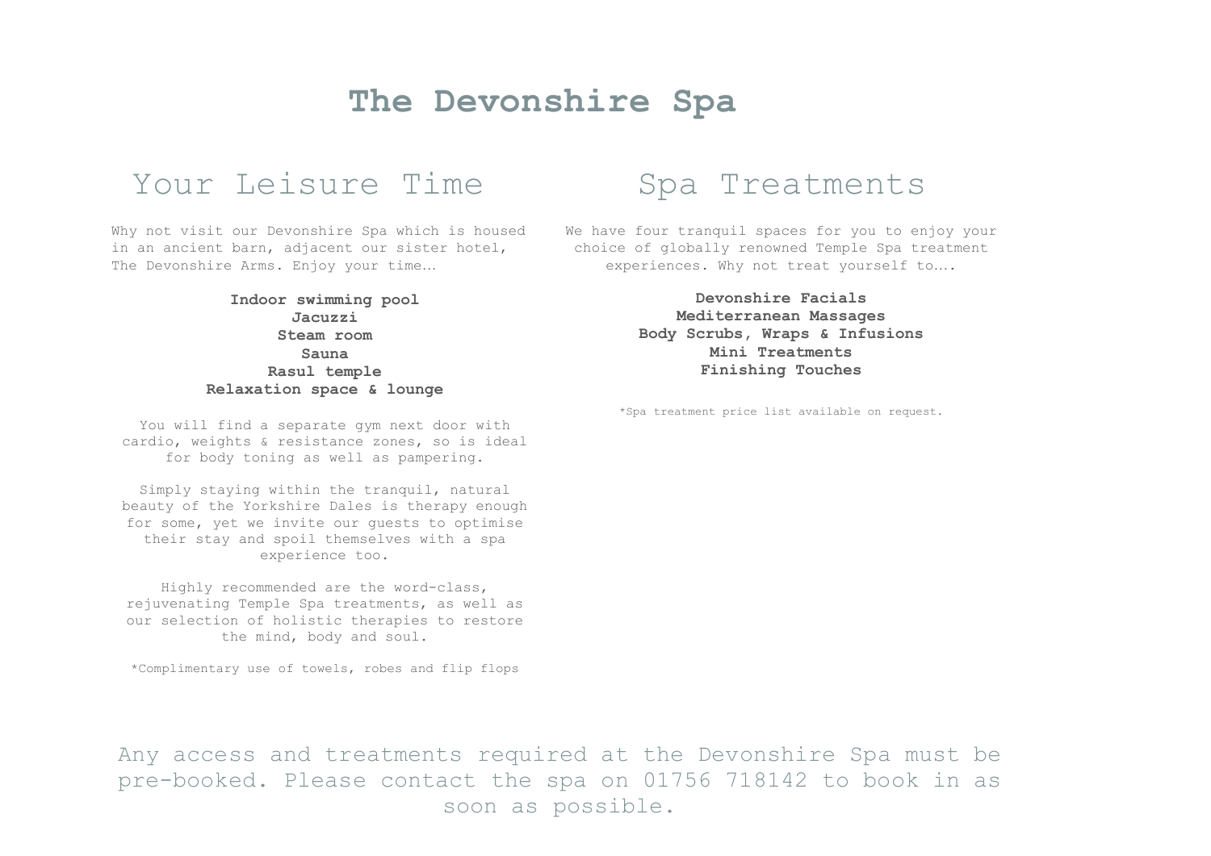# The Devonshire Spa

## Your Leisure Time

Why not visit our Devonshire Spa which is housed in an ancient barn, adjacent our sister hotel, The Devonshire Arms. Enjoy your time…

**Indoor swimming pool**
**Jacuzzi**
**Steam room**
**Sauna**
**Rasul temple**
**Relaxation space & lounge**

You will find a separate gym next door with cardio, weights & resistance zones, so is ideal for body toning as well as pampering.

Simply staying within the tranquil, natural beauty of the Yorkshire Dales is therapy enough for some, yet we invite our guests to optimise their stay and spoil themselves with a spa experience too.

Highly recommended are the word-class, rejuvenating Temple Spa treatments, as well as our selection of holistic therapies to restore the mind, body and soul.

*Complimentary use of towels, robes and flip flops

## Spa Treatments

We have four tranquil spaces for you to enjoy your choice of globally renowned Temple Spa treatment experiences. Why not treat yourself to….

**Devonshire Facials**
**Mediterranean Massages**
**Body Scrubs, Wraps & Infusions**
**Mini Treatments**
**Finishing Touches**

*Spa treatment price list available on request.

Any access and treatments required at the Devonshire Spa must be pre-booked. Please contact the spa on 01756 718142 to book in as soon as possible.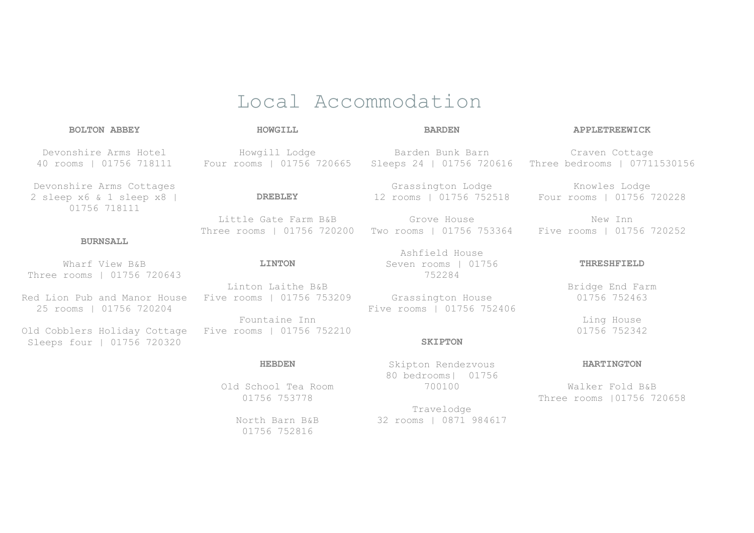# Local Accommodation

**BOLTON ABBEY**

Devonshire Arms Hotel
40 rooms | 01756 718111

Devonshire Arms Cottages
2 sleep x6 & 1 sleep x8 | 01756 718111

**BURNSALL**

Wharf View B&B
Three rooms | 01756 720643

Red Lion Pub and Manor House
25 rooms | 01756 720204

Old Cobblers Holiday Cottage
Sleeps four | 01756 720320

**HOWGILL**

Howgill Lodge
Four rooms | 01756 720665

**DREBLEY**

Little Gate Farm B&B
Three rooms | 01756 720200

**LINTON**

Linton Laithe B&B
Five rooms | 01756 753209

Fountaine Inn
Five rooms | 01756 752210

**HEBDEN**

Old School Tea Room
01756 753778

North Barn B&B
01756 752816

**BARDEN**

Barden Bunk Barn
Sleeps 24 | 01756 720616

Grassington Lodge
12 rooms | 01756 752518

Grove House
Two rooms | 01756 753364

Ashfield House
Seven rooms | 01756 752284

Grassington House
Five rooms | 01756 752406

**SKIPTON**

Skipton Rendezvous
80 bedrooms| 01756 700100

Travelodge
32 rooms | 0871 984617

**APPLETREEWICK**

Craven Cottage
Three bedrooms | 07711530156

Knowles Lodge
Four rooms | 01756 720228

New Inn
Five rooms | 01756 720252

**THRESHFIELD**

Bridge End Farm
01756 752463

Ling House
01756 752342

**HARTINGTON**

Walker Fold B&B
Three rooms |01756 720658